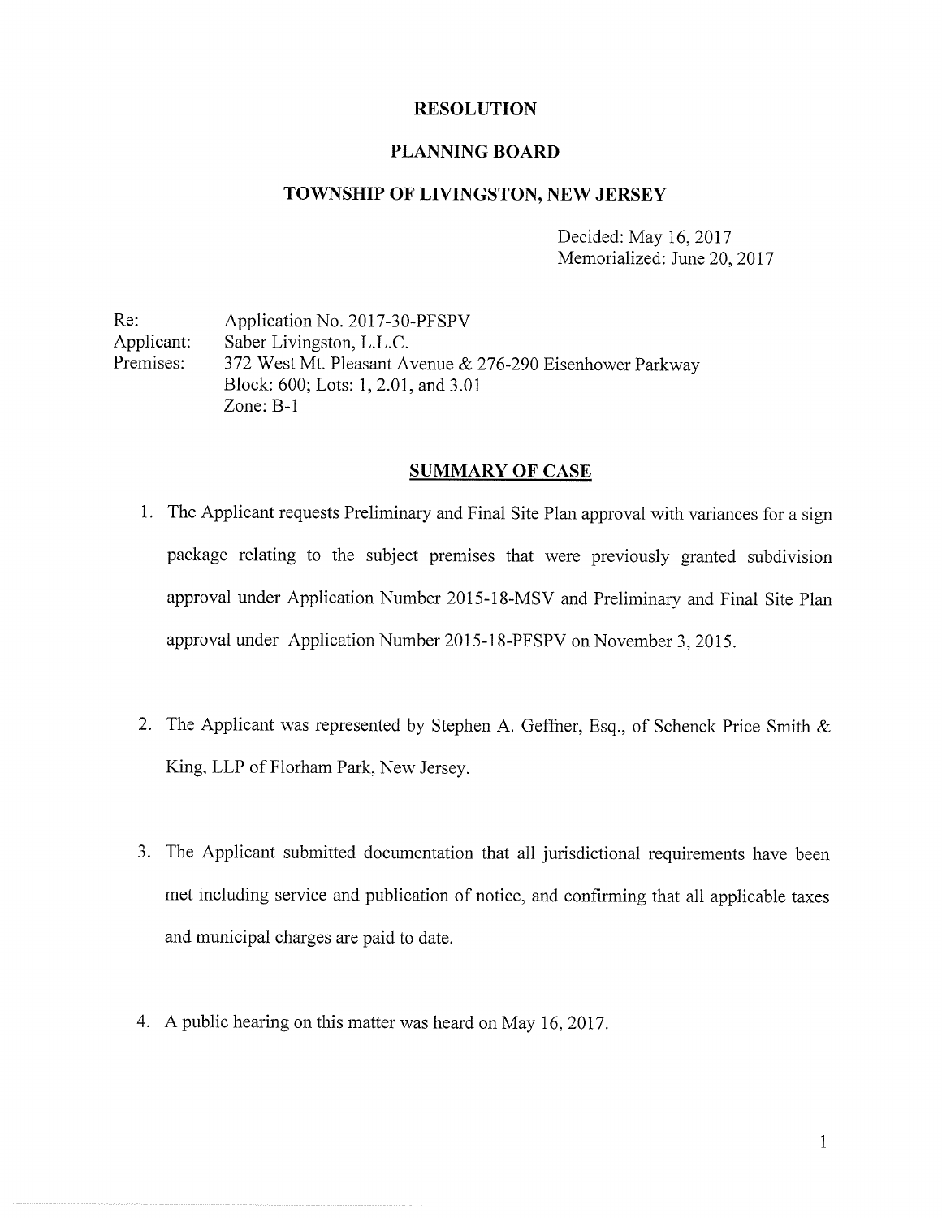# RESOLUTION

# PLANNING BOARD

# TOWNSHIP OF LIVINGSTON, NEW JERSEY

Decided: May 16, 2017
Memorialized: June 20, 2017

Re: Application No. 2017-30-PFSPV
Applicant: Saber Livingston, L.L.C.
Premises: 372 West Mt. Pleasant Avenue & 276-290 Eisenhower Parkway
Block: 600; Lots: 1, 2.01, and 3.01
Zone: B-1

## SUMMARY OF CASE

1. The Applicant requests Preliminary and Final Site Plan approval with variances for a sign package relating to the subject premises that were previously granted subdivision approval under Application Number 2015-18-MSV and Preliminary and Final Site Plan approval under Application Number 2015-18-PFSPV on November 3, 2015.

2. The Applicant was represented by Stephen A. Geffner, Esq., of Schenck Price Smith & King, LLP of Florham Park, New Jersey.

3. The Applicant submitted documentation that all jurisdictional requirements have been met including service and publication of notice, and confirming that all applicable taxes and municipal charges are paid to date.

4. A public hearing on this matter was heard on May 16, 2017.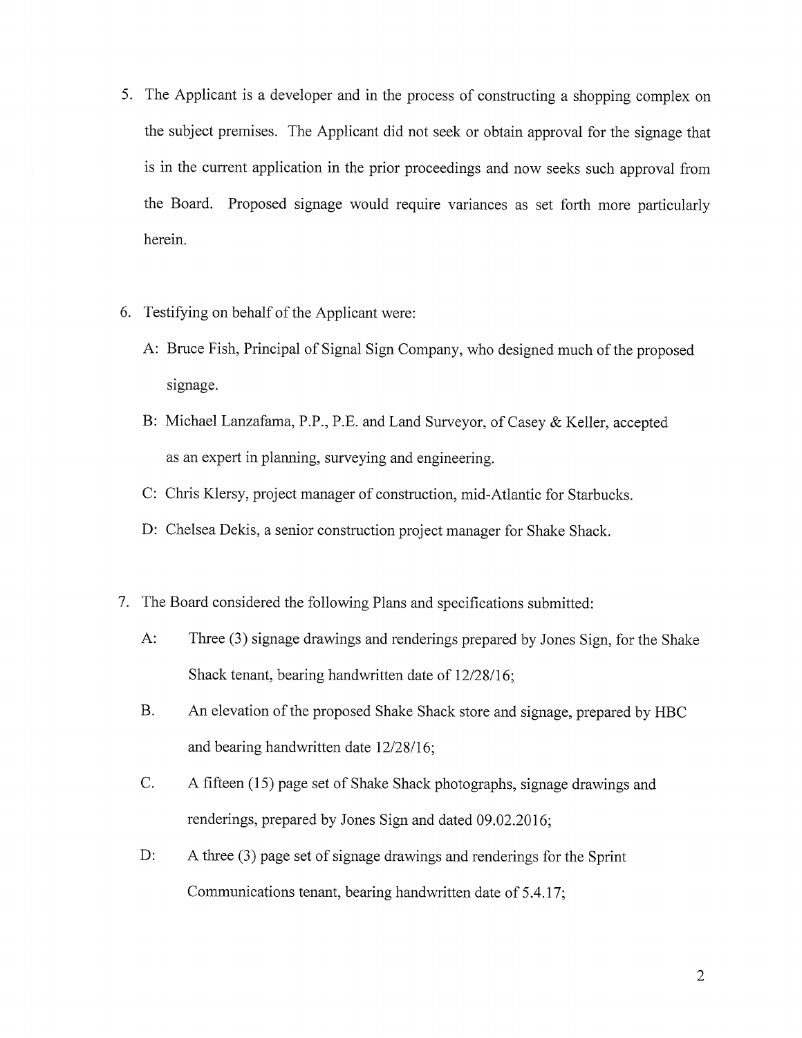5. The Applicant is a developer and in the process of constructing a shopping complex on the subject premises. The Applicant did not seek or obtain approval for the signage that is in the current application in the prior proceedings and now seeks such approval from the Board. Proposed signage would require variances as set forth more particularly herein.

6. Testifying on behalf of the Applicant were:

   A: Bruce Fish, Principal of Signal Sign Company, who designed much of the proposed signage.

   B: Michael Lanzafama, P.P., P.E. and Land Surveyor, of Casey & Keller, accepted as an expert in planning, surveying and engineering.

   C: Chris Klersy, project manager of construction, mid-Atlantic for Starbucks.

   D: Chelsea Dekis, a senior construction project manager for Shake Shack.

7. The Board considered the following Plans and specifications submitted:

   A: Three (3) signage drawings and renderings prepared by Jones Sign, for the Shake Shack tenant, bearing handwritten date of 12/28/16;

   B. An elevation of the proposed Shake Shack store and signage, prepared by HBC and bearing handwritten date 12/28/16;

   C. A fifteen (15) page set of Shake Shack photographs, signage drawings and renderings, prepared by Jones Sign and dated 09.02.2016;

   D: A three (3) page set of signage drawings and renderings for the Sprint Communications tenant, bearing handwritten date of 5.4.17;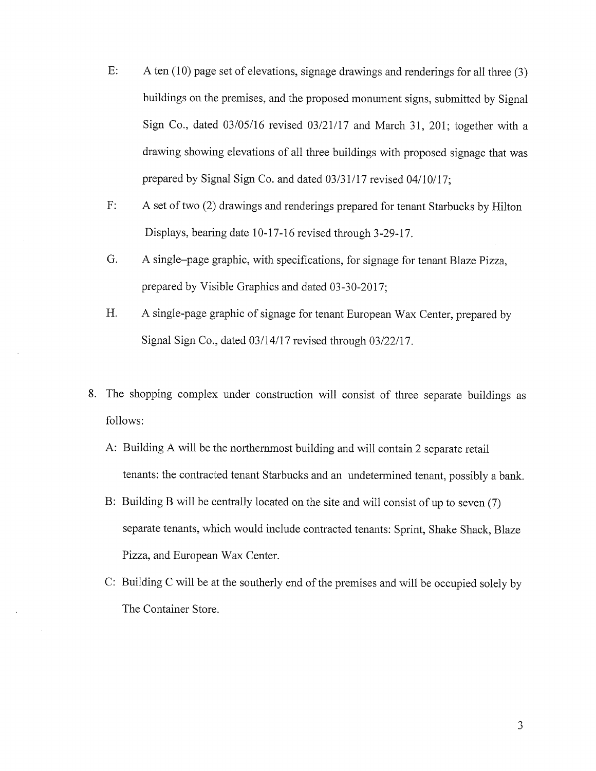E: A ten (10) page set of elevations, signage drawings and renderings for all three (3) buildings on the premises, and the proposed monument signs, submitted by Signal Sign Co., dated 03/05/16 revised 03/21/17 and March 31, 201; together with a drawing showing elevations of all three buildings with proposed signage that was prepared by Signal Sign Co. and dated 03/31/17 revised 04/10/17;

F: A set of two (2) drawings and renderings prepared for tenant Starbucks by Hilton Displays, bearing date 10-17-16 revised through 3-29-17.

G. A single–page graphic, with specifications, for signage for tenant Blaze Pizza, prepared by Visible Graphics and dated 03-30-2017;

H. A single-page graphic of signage for tenant European Wax Center, prepared by Signal Sign Co., dated 03/14/17 revised through 03/22/17.

8. The shopping complex under construction will consist of three separate buildings as follows:

   A: Building A will be the northernmost building and will contain 2 separate retail tenants: the contracted tenant Starbucks and an undetermined tenant, possibly a bank.

   B: Building B will be centrally located on the site and will consist of up to seven (7) separate tenants, which would include contracted tenants: Sprint, Shake Shack, Blaze Pizza, and European Wax Center.

   C: Building C will be at the southerly end of the premises and will be occupied solely by The Container Store.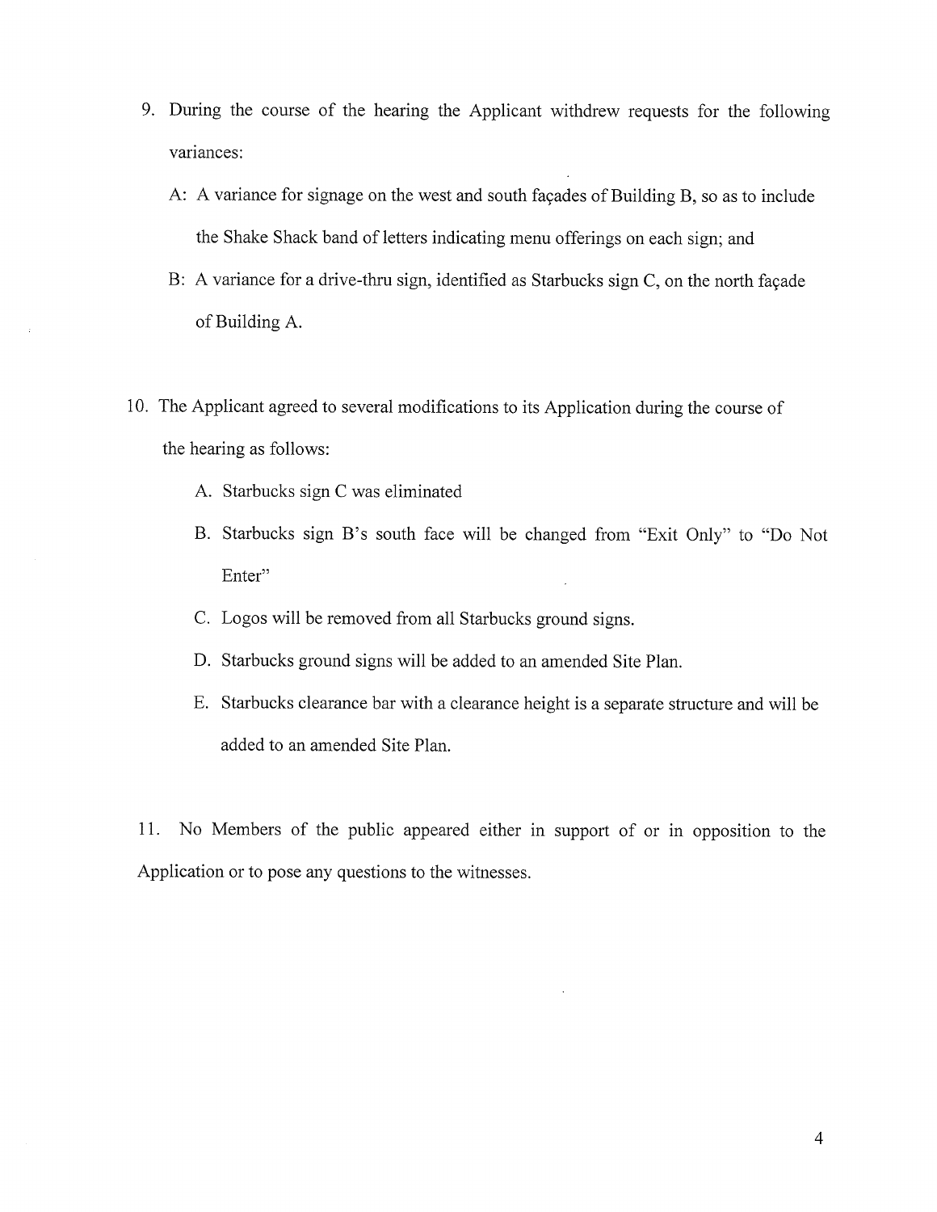9. During the course of the hearing the Applicant withdrew requests for the following variances:

   A: A variance for signage on the west and south façades of Building B, so as to include the Shake Shack band of letters indicating menu offerings on each sign; and

   B: A variance for a drive-thru sign, identified as Starbucks sign C, on the north façade of Building A.

10. The Applicant agreed to several modifications to its Application during the course of the hearing as follows:

    A. Starbucks sign C was eliminated

    B. Starbucks sign B's south face will be changed from "Exit Only" to "Do Not Enter"

    C. Logos will be removed from all Starbucks ground signs.

    D. Starbucks ground signs will be added to an amended Site Plan.

    E. Starbucks clearance bar with a clearance height is a separate structure and will be added to an amended Site Plan.

11. No Members of the public appeared either in support of or in opposition to the Application or to pose any questions to the witnesses.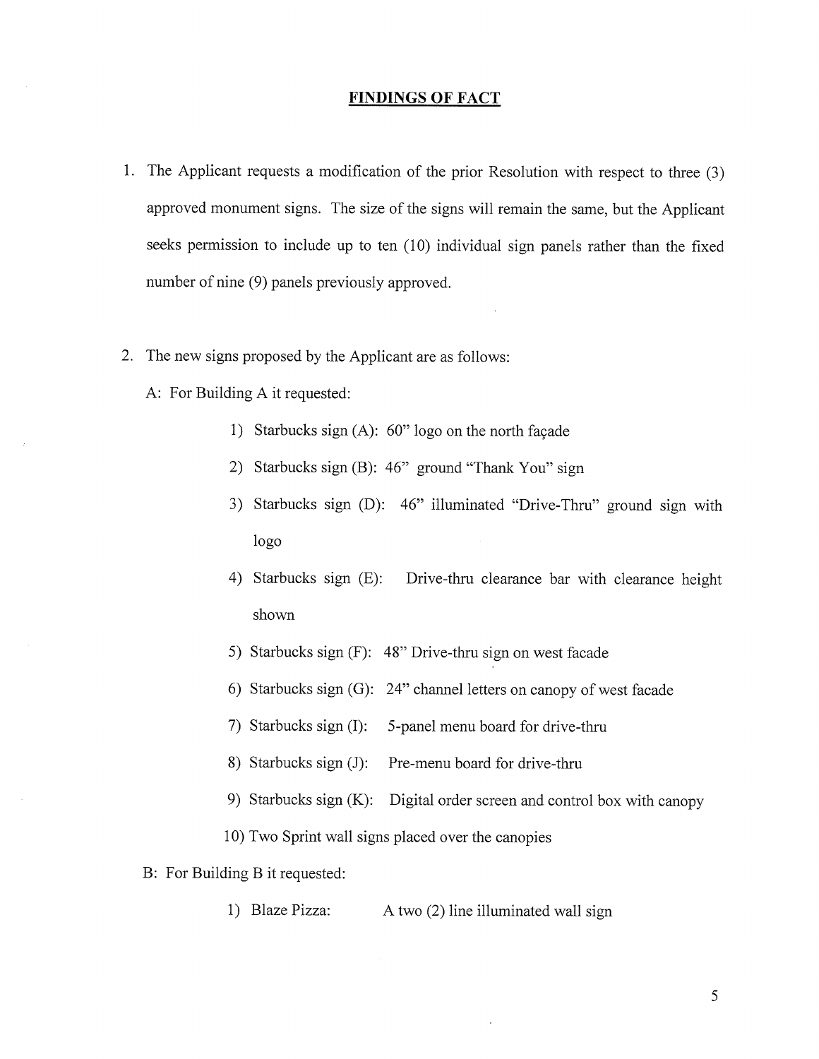## FINDINGS OF FACT

1. The Applicant requests a modification of the prior Resolution with respect to three (3) approved monument signs. The size of the signs will remain the same, but the Applicant seeks permission to include up to ten (10) individual sign panels rather than the fixed number of nine (9) panels previously approved.

2. The new signs proposed by the Applicant are as follows:

   A: For Building A it requested:

   1) Starbucks sign (A): 60" logo on the north façade
   2) Starbucks sign (B): 46" ground "Thank You" sign
   3) Starbucks sign (D): 46" illuminated "Drive-Thru" ground sign with logo
   4) Starbucks sign (E): Drive-thru clearance bar with clearance height shown
   5) Starbucks sign (F): 48" Drive-thru sign on west facade
   6) Starbucks sign (G): 24" channel letters on canopy of west facade
   7) Starbucks sign (I): 5-panel menu board for drive-thru
   8) Starbucks sign (J): Pre-menu board for drive-thru
   9) Starbucks sign (K): Digital order screen and control box with canopy
   10) Two Sprint wall signs placed over the canopies

   B: For Building B it requested:

   1) Blaze Pizza: A two (2) line illuminated wall sign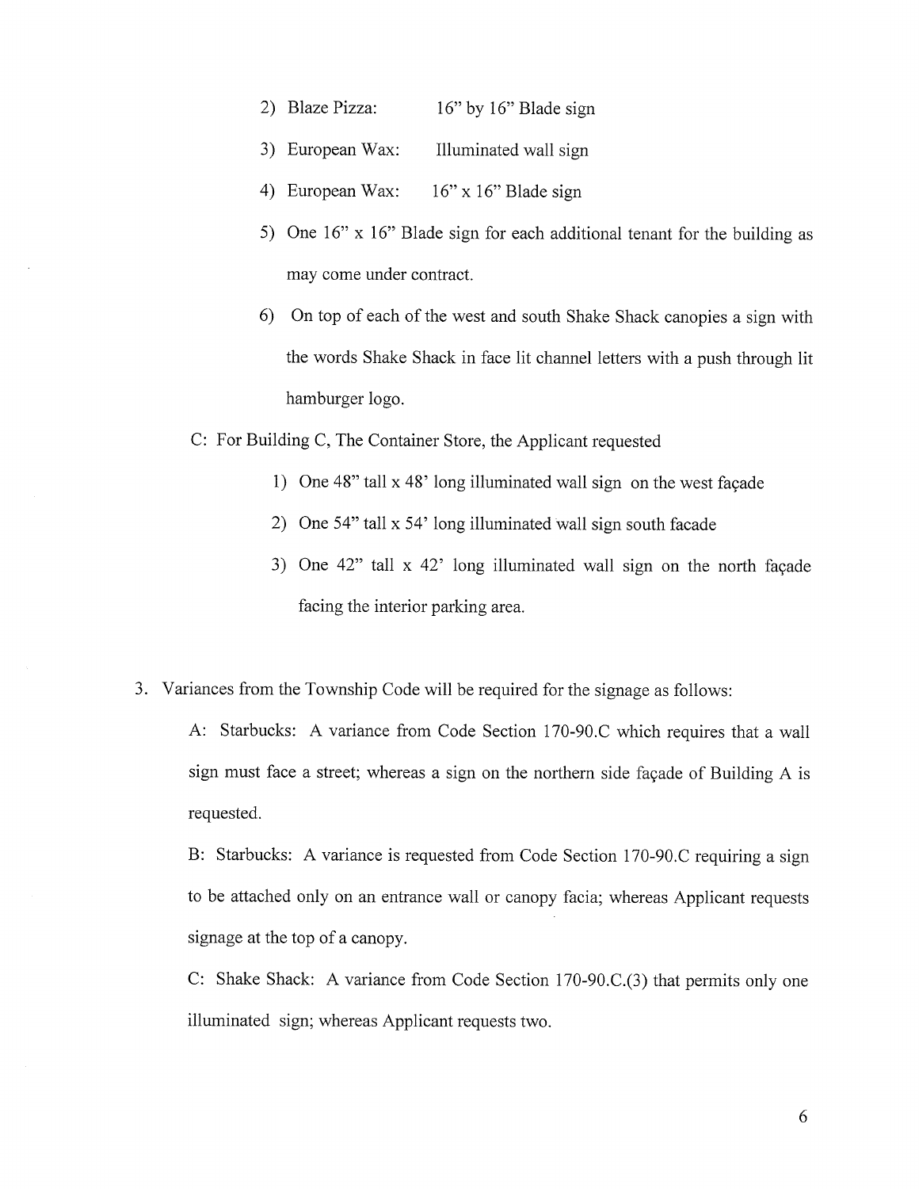2) Blaze Pizza: 16" by 16" Blade sign

3) European Wax: Illuminated wall sign

4) European Wax: 16" x 16" Blade sign

5) One 16" x 16" Blade sign for each additional tenant for the building as may come under contract.

6) On top of each of the west and south Shake Shack canopies a sign with the words Shake Shack in face lit channel letters with a push through lit hamburger logo.

C: For Building C, The Container Store, the Applicant requested

1) One 48" tall x 48' long illuminated wall sign on the west façade

2) One 54" tall x 54' long illuminated wall sign south facade

3) One 42" tall x 42' long illuminated wall sign on the north façade facing the interior parking area.

3. Variances from the Township Code will be required for the signage as follows:

A: Starbucks: A variance from Code Section 170-90.C which requires that a wall sign must face a street; whereas a sign on the northern side façade of Building A is requested.

B: Starbucks: A variance is requested from Code Section 170-90.C requiring a sign to be attached only on an entrance wall or canopy facia; whereas Applicant requests signage at the top of a canopy.

C: Shake Shack: A variance from Code Section 170-90.C.(3) that permits only one illuminated sign; whereas Applicant requests two.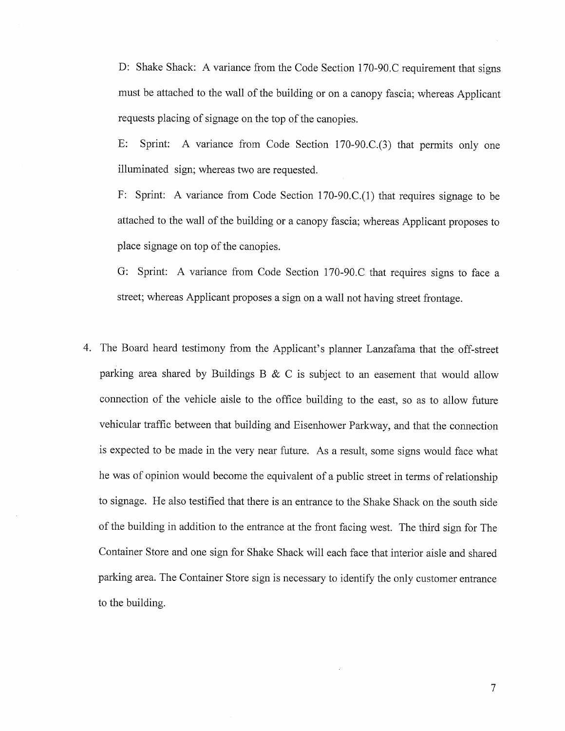D: Shake Shack: A variance from the Code Section 170-90.C requirement that signs must be attached to the wall of the building or on a canopy fascia; whereas Applicant requests placing of signage on the top of the canopies.

E: Sprint: A variance from Code Section 170-90.C.(3) that permits only one illuminated sign; whereas two are requested.

F: Sprint: A variance from Code Section 170-90.C.(1) that requires signage to be attached to the wall of the building or a canopy fascia; whereas Applicant proposes to place signage on top of the canopies.

G: Sprint: A variance from Code Section 170-90.C that requires signs to face a street; whereas Applicant proposes a sign on a wall not having street frontage.

4. The Board heard testimony from the Applicant's planner Lanzafama that the off-street parking area shared by Buildings B & C is subject to an easement that would allow connection of the vehicle aisle to the office building to the east, so as to allow future vehicular traffic between that building and Eisenhower Parkway, and that the connection is expected to be made in the very near future. As a result, some signs would face what he was of opinion would become the equivalent of a public street in terms of relationship to signage. He also testified that there is an entrance to the Shake Shack on the south side of the building in addition to the entrance at the front facing west. The third sign for The Container Store and one sign for Shake Shack will each face that interior aisle and shared parking area. The Container Store sign is necessary to identify the only customer entrance to the building.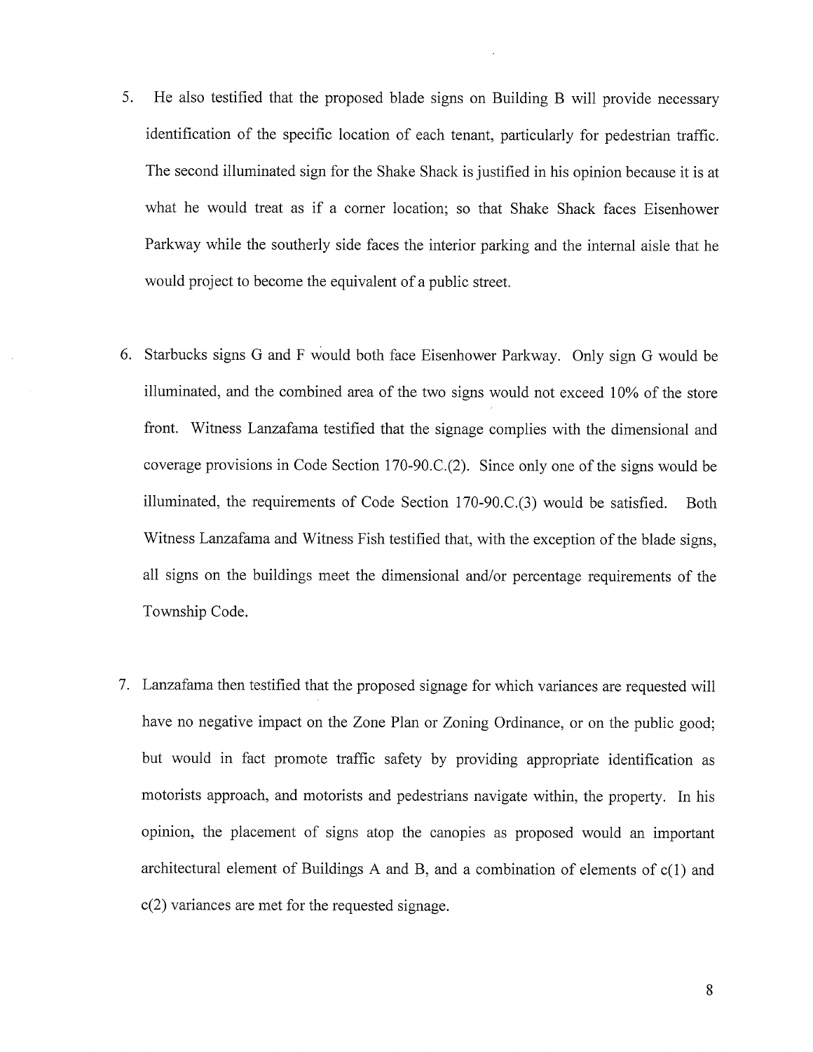5. He also testified that the proposed blade signs on Building B will provide necessary identification of the specific location of each tenant, particularly for pedestrian traffic. The second illuminated sign for the Shake Shack is justified in his opinion because it is at what he would treat as if a corner location; so that Shake Shack faces Eisenhower Parkway while the southerly side faces the interior parking and the internal aisle that he would project to become the equivalent of a public street.

6. Starbucks signs G and F would both face Eisenhower Parkway. Only sign G would be illuminated, and the combined area of the two signs would not exceed 10% of the store front. Witness Lanzafama testified that the signage complies with the dimensional and coverage provisions in Code Section 170-90.C.(2). Since only one of the signs would be illuminated, the requirements of Code Section 170-90.C.(3) would be satisfied. Both Witness Lanzafama and Witness Fish testified that, with the exception of the blade signs, all signs on the buildings meet the dimensional and/or percentage requirements of the Township Code.

7. Lanzafama then testified that the proposed signage for which variances are requested will have no negative impact on the Zone Plan or Zoning Ordinance, or on the public good; but would in fact promote traffic safety by providing appropriate identification as motorists approach, and motorists and pedestrians navigate within, the property. In his opinion, the placement of signs atop the canopies as proposed would an important architectural element of Buildings A and B, and a combination of elements of c(1) and c(2) variances are met for the requested signage.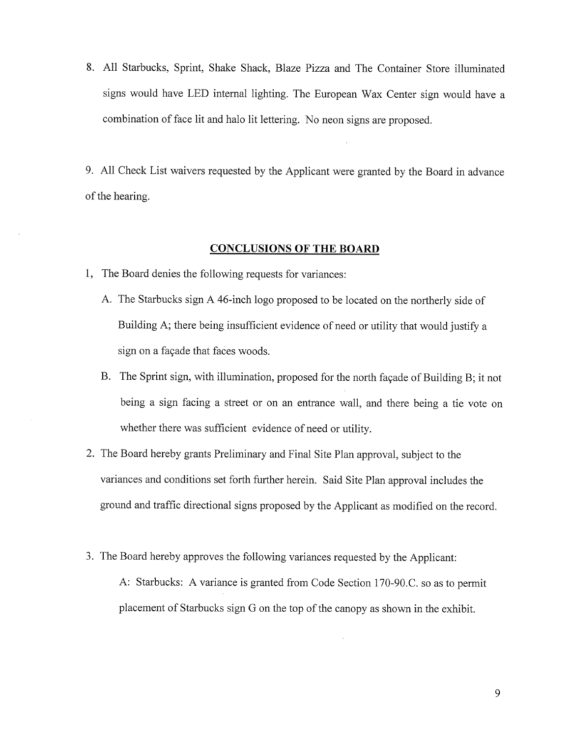8. All Starbucks, Sprint, Shake Shack, Blaze Pizza and The Container Store illuminated signs would have LED internal lighting. The European Wax Center sign would have a combination of face lit and halo lit lettering. No neon signs are proposed.

9. All Check List waivers requested by the Applicant were granted by the Board in advance of the hearing.

## CONCLUSIONS OF THE BOARD

1, The Board denies the following requests for variances:

   A. The Starbucks sign A 46-inch logo proposed to be located on the northerly side of Building A; there being insufficient evidence of need or utility that would justify a sign on a façade that faces woods.

   B. The Sprint sign, with illumination, proposed for the north façade of Building B; it not being a sign facing a street or on an entrance wall, and there being a tie vote on whether there was sufficient evidence of need or utility.

2. The Board hereby grants Preliminary and Final Site Plan approval, subject to the variances and conditions set forth further herein. Said Site Plan approval includes the ground and traffic directional signs proposed by the Applicant as modified on the record.

3. The Board hereby approves the following variances requested by the Applicant:

   A: Starbucks: A variance is granted from Code Section 170-90.C. so as to permit placement of Starbucks sign G on the top of the canopy as shown in the exhibit.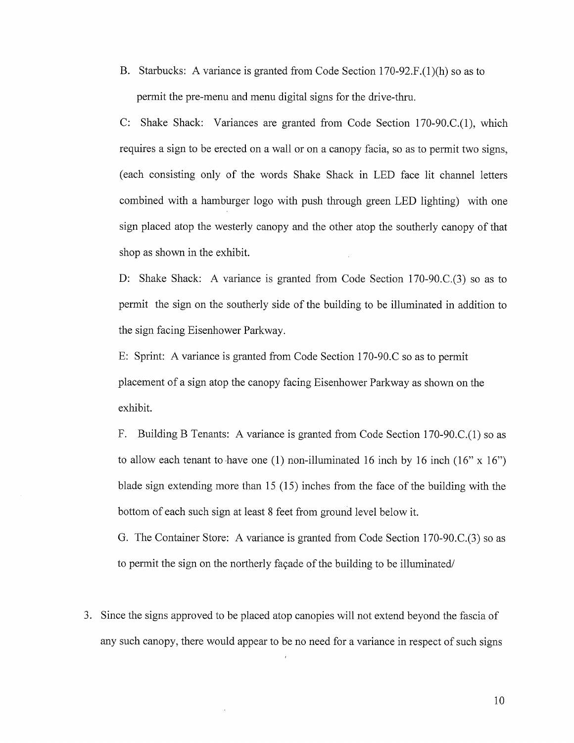B. Starbucks: A variance is granted from Code Section 170-92.F.(1)(h) so as to permit the pre-menu and menu digital signs for the drive-thru.

C: Shake Shack: Variances are granted from Code Section 170-90.C.(1), which requires a sign to be erected on a wall or on a canopy facia, so as to permit two signs, (each consisting only of the words Shake Shack in LED face lit channel letters combined with a hamburger logo with push through green LED lighting) with one sign placed atop the westerly canopy and the other atop the southerly canopy of that shop as shown in the exhibit.

D: Shake Shack: A variance is granted from Code Section 170-90.C.(3) so as to permit the sign on the southerly side of the building to be illuminated in addition to the sign facing Eisenhower Parkway.

E: Sprint: A variance is granted from Code Section 170-90.C so as to permit placement of a sign atop the canopy facing Eisenhower Parkway as shown on the exhibit.

F. Building B Tenants: A variance is granted from Code Section 170-90.C.(1) so as to allow each tenant to have one (1) non-illuminated 16 inch by 16 inch (16" x 16") blade sign extending more than 15 (15) inches from the face of the building with the bottom of each such sign at least 8 feet from ground level below it.

G. The Container Store: A variance is granted from Code Section 170-90.C.(3) so as to permit the sign on the northerly façade of the building to be illuminated/

3. Since the signs approved to be placed atop canopies will not extend beyond the fascia of any such canopy, there would appear to be no need for a variance in respect of such signs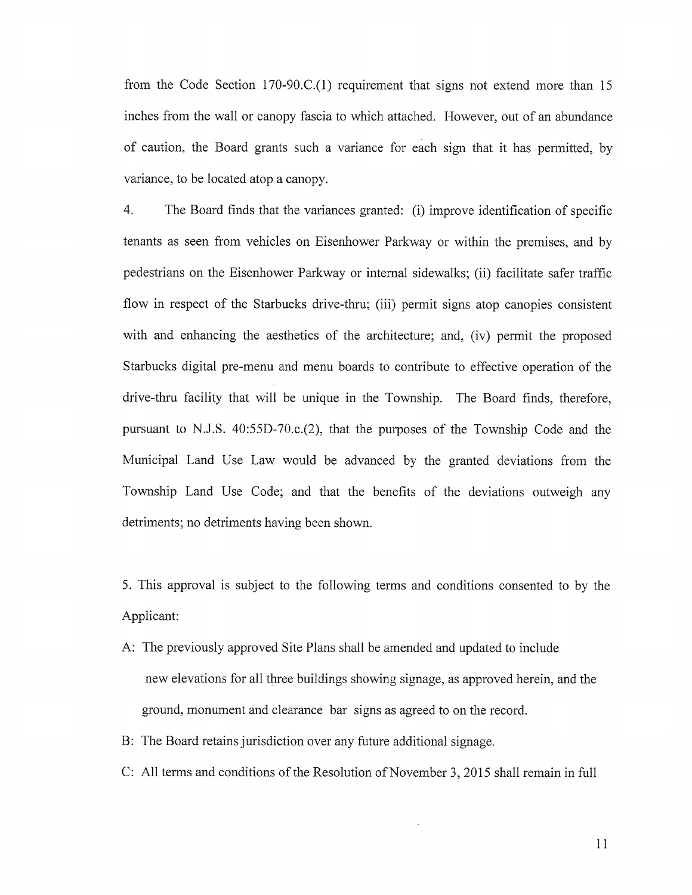from the Code Section 170-90.C.(1) requirement that signs not extend more than 15 inches from the wall or canopy fascia to which attached. However, out of an abundance of caution, the Board grants such a variance for each sign that it has permitted, by variance, to be located atop a canopy.

4. The Board finds that the variances granted: (i) improve identification of specific tenants as seen from vehicles on Eisenhower Parkway or within the premises, and by pedestrians on the Eisenhower Parkway or internal sidewalks; (ii) facilitate safer traffic flow in respect of the Starbucks drive-thru; (iii) permit signs atop canopies consistent with and enhancing the aesthetics of the architecture; and, (iv) permit the proposed Starbucks digital pre-menu and menu boards to contribute to effective operation of the drive-thru facility that will be unique in the Township. The Board finds, therefore, pursuant to N.J.S. 40:55D-70.c.(2), that the purposes of the Township Code and the Municipal Land Use Law would be advanced by the granted deviations from the Township Land Use Code; and that the benefits of the deviations outweigh any detriments; no detriments having been shown.

5. This approval is subject to the following terms and conditions consented to by the Applicant:

A: The previously approved Site Plans shall be amended and updated to include new elevations for all three buildings showing signage, as approved herein, and the ground, monument and clearance bar signs as agreed to on the record.

B: The Board retains jurisdiction over any future additional signage.

C: All terms and conditions of the Resolution of November 3, 2015 shall remain in full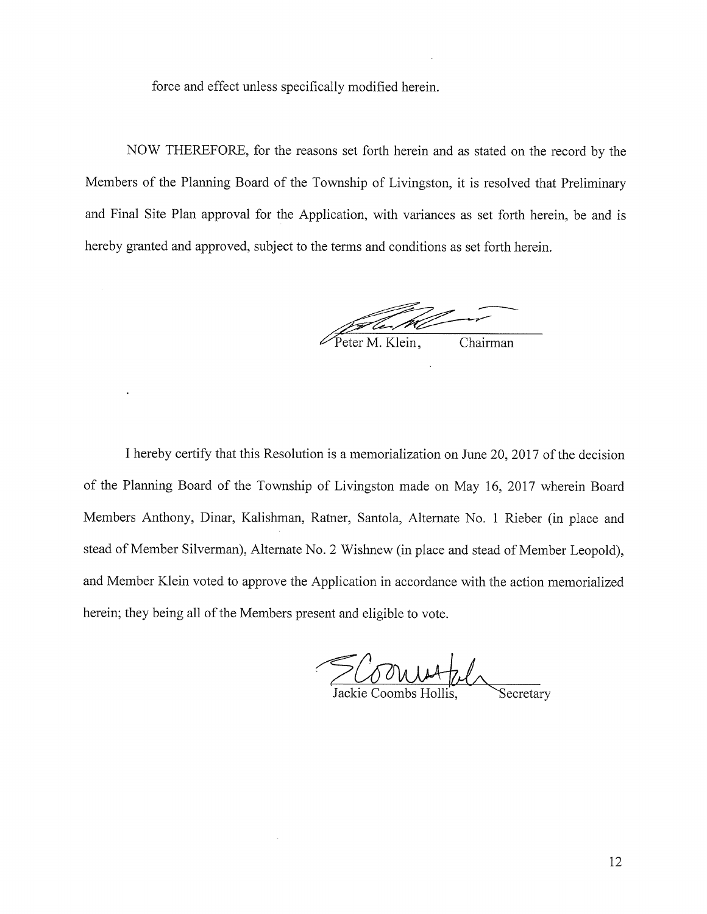force and effect unless specifically modified herein.

NOW THEREFORE, for the reasons set forth herein and as stated on the record by the Members of the Planning Board of the Township of Livingston, it is resolved that Preliminary and Final Site Plan approval for the Application, with variances as set forth herein, be and is hereby granted and approved, subject to the terms and conditions as set forth herein.

Peter M. Klein, Chairman

I hereby certify that this Resolution is a memorialization on June 20, 2017 of the decision of the Planning Board of the Township of Livingston made on May 16, 2017 wherein Board Members Anthony, Dinar, Kalishman, Ratner, Santola, Alternate No. 1 Rieber (in place and stead of Member Silverman), Alternate No. 2 Wishnew (in place and stead of Member Leopold), and Member Klein voted to approve the Application in accordance with the action memorialized herein; they being all of the Members present and eligible to vote.

Jackie Coombs Hollis, Secretary